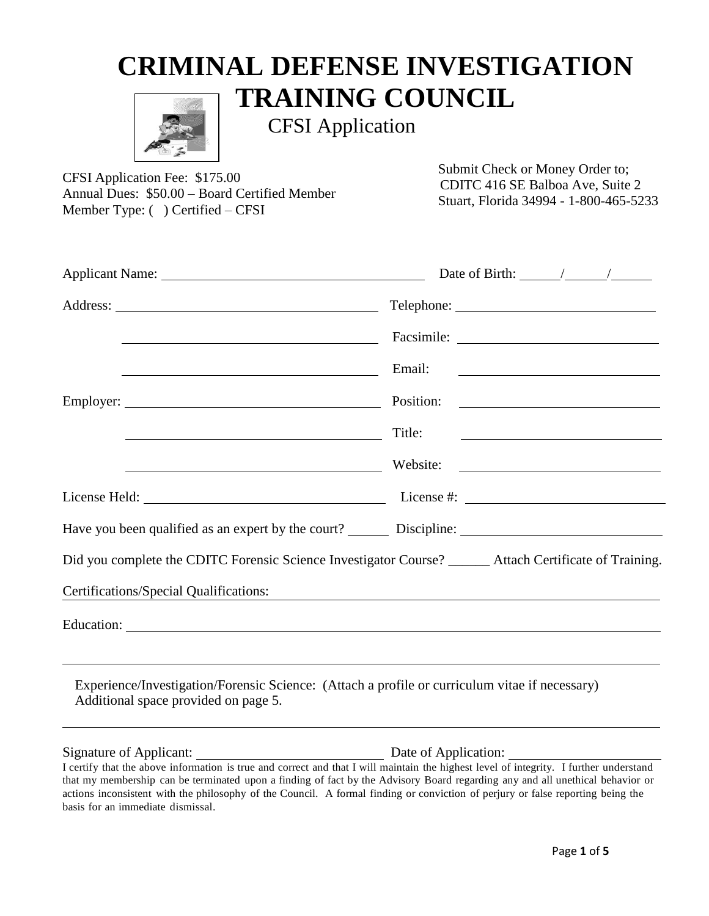# CRIMINAL DEFENSE INVESTIGATION TRAINING COUNCIL

## CFSI Application

CFSI Application Fee: $175.00
Annual Dues: $50.00 – Board Certified Member
Member Type: ( ) Certified – CFSI

Submit Check or Money Order to;
CDITC 416 SE Balboa Ave, Suite 2
Stuart, Florida 34994 - 1-800-465-5233

Applicant Name: ______________________________ Date of Birth: _____/_____/_____

Address: ______________________________ Telephone: ______________________________

______________________________ Facsimile: ______________________________

______________________________ Email: ______________________________

Employer: ______________________________ Position: ______________________________

______________________________ Title: ______________________________

______________________________ Website: ______________________________

License Held: ______________________________ License #: ______________________________

Have you been qualified as an expert by the court? ______ Discipline: ______________________________

Did you complete the CDITC Forensic Science Investigator Course? ______ Attach Certificate of Training.

Certifications/Special Qualifications: ______________________________

Education: ______________________________

______________________________

Experience/Investigation/Forensic Science: (Attach a profile or curriculum vitae if necessary)
Additional space provided on page 5.

______________________________

Signature of Applicant: ______________________________ Date of Application: ______________________________

I certify that the above information is true and correct and that I will maintain the highest level of integrity. I further understand that my membership can be terminated upon a finding of fact by the Advisory Board regarding any and all unethical behavior or actions inconsistent with the philosophy of the Council. A formal finding or conviction of perjury or false reporting being the basis for an immediate dismissal.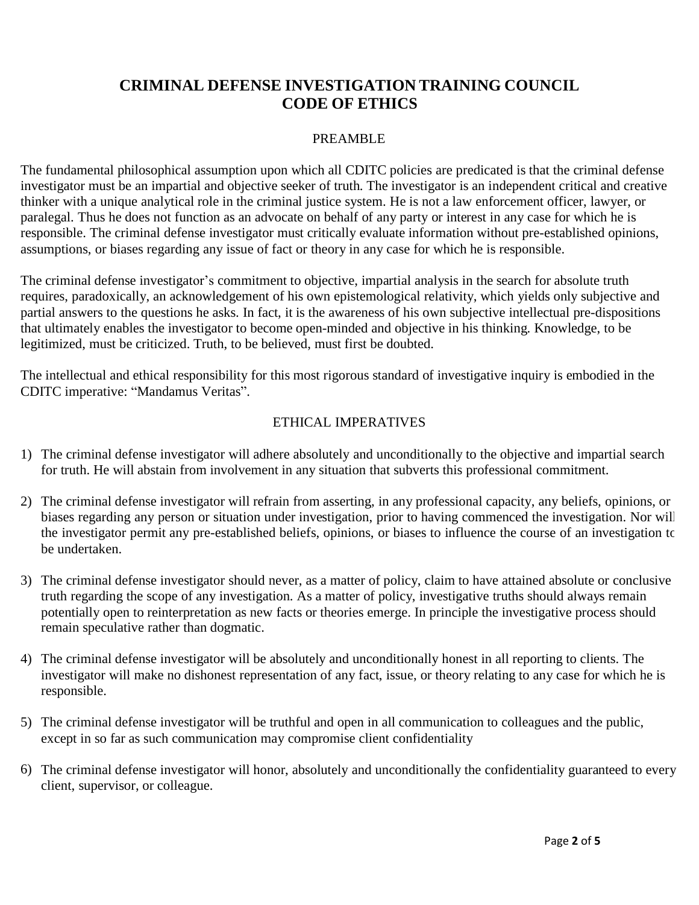# CRIMINAL DEFENSE INVESTIGATION TRAINING COUNCIL CODE OF ETHICS

## PREAMBLE

The fundamental philosophical assumption upon which all CDITC policies are predicated is that the criminal defense investigator must be an impartial and objective seeker of truth. The investigator is an independent critical and creative thinker with a unique analytical role in the criminal justice system. He is not a law enforcement officer, lawyer, or paralegal. Thus he does not function as an advocate on behalf of any party or interest in any case for which he is responsible. The criminal defense investigator must critically evaluate information without pre-established opinions, assumptions, or biases regarding any issue of fact or theory in any case for which he is responsible.

The criminal defense investigator's commitment to objective, impartial analysis in the search for absolute truth requires, paradoxically, an acknowledgement of his own epistemological relativity, which yields only subjective and partial answers to the questions he asks. In fact, it is the awareness of his own subjective intellectual pre-dispositions that ultimately enables the investigator to become open-minded and objective in his thinking. Knowledge, to be legitimized, must be criticized. Truth, to be believed, must first be doubted.

The intellectual and ethical responsibility for this most rigorous standard of investigative inquiry is embodied in the CDITC imperative: "Mandamus Veritas".

## ETHICAL IMPERATIVES

1) The criminal defense investigator will adhere absolutely and unconditionally to the objective and impartial search for truth. He will abstain from involvement in any situation that subverts this professional commitment.

2) The criminal defense investigator will refrain from asserting, in any professional capacity, any beliefs, opinions, or biases regarding any person or situation under investigation, prior to having commenced the investigation. Nor will the investigator permit any pre-established beliefs, opinions, or biases to influence the course of an investigation to be undertaken.

3) The criminal defense investigator should never, as a matter of policy, claim to have attained absolute or conclusive truth regarding the scope of any investigation. As a matter of policy, investigative truths should always remain potentially open to reinterpretation as new facts or theories emerge. In principle the investigative process should remain speculative rather than dogmatic.

4) The criminal defense investigator will be absolutely and unconditionally honest in all reporting to clients. The investigator will make no dishonest representation of any fact, issue, or theory relating to any case for which he is responsible.

5) The criminal defense investigator will be truthful and open in all communication to colleagues and the public, except in so far as such communication may compromise client confidentiality

6) The criminal defense investigator will honor, absolutely and unconditionally the confidentiality guaranteed to every client, supervisor, or colleague.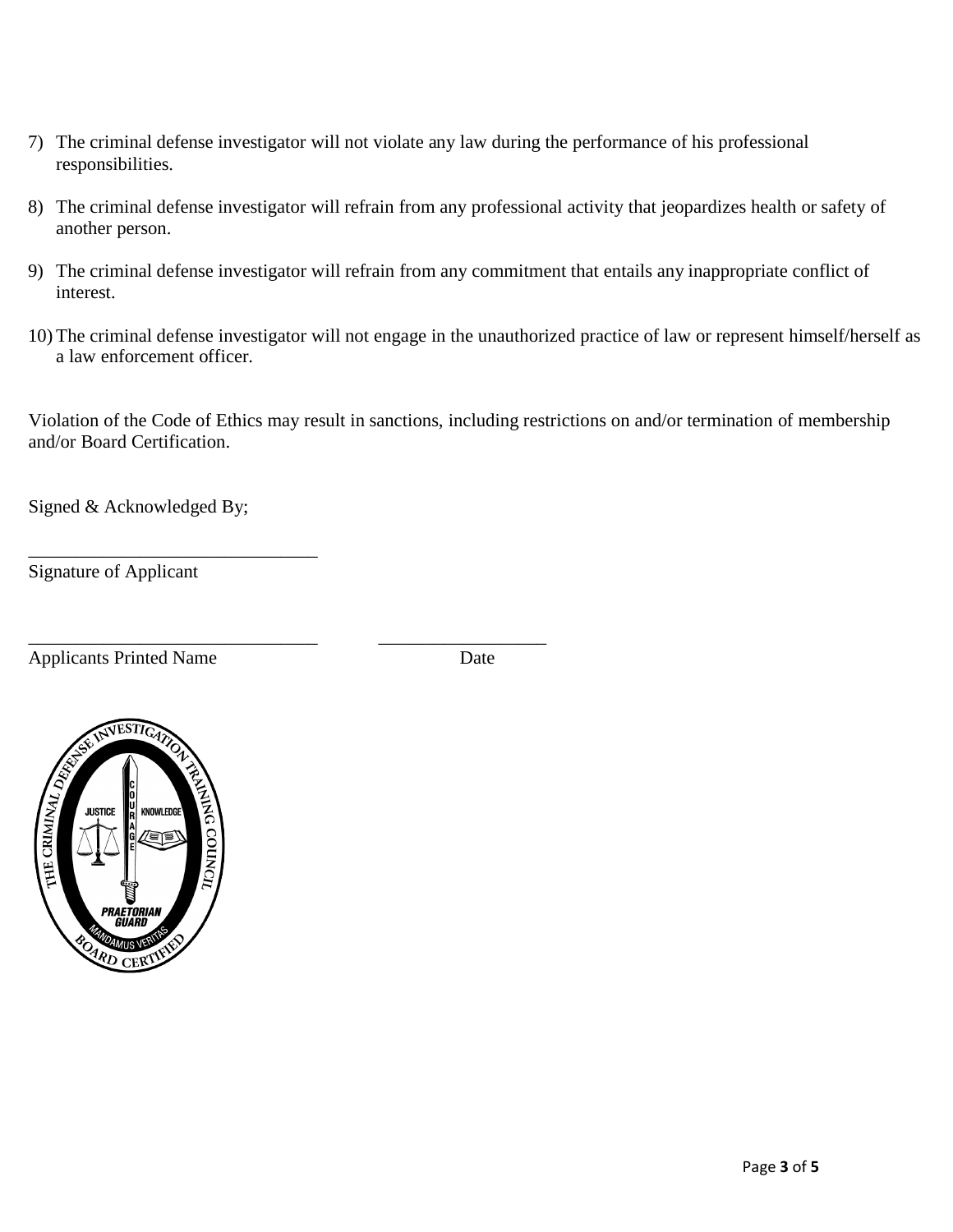7) The criminal defense investigator will not violate any law during the performance of his professional responsibilities.

8) The criminal defense investigator will refrain from any professional activity that jeopardizes health or safety of another person.

9) The criminal defense investigator will refrain from any commitment that entails any inappropriate conflict of interest.

10) The criminal defense investigator will not engage in the unauthorized practice of law or represent himself/herself as a law enforcement officer.

Violation of the Code of Ethics may result in sanctions, including restrictions on and/or termination of membership and/or Board Certification.

Signed & Acknowledged By;

\_\_\_\_\_\_\_\_\_\_\_\_\_\_\_\_\_\_\_\_\_\_\_\_\_\_\_\_\_\_\_\_
Signature of Applicant

\_\_\_\_\_\_\_\_\_\_\_\_\_\_\_\_\_\_\_\_\_\_\_\_\_\_\_\_\_\_\_\_ \_\_\_\_\_\_\_\_\_\_\_\_\_\_\_\_\_\_
Applicants Printed Name Date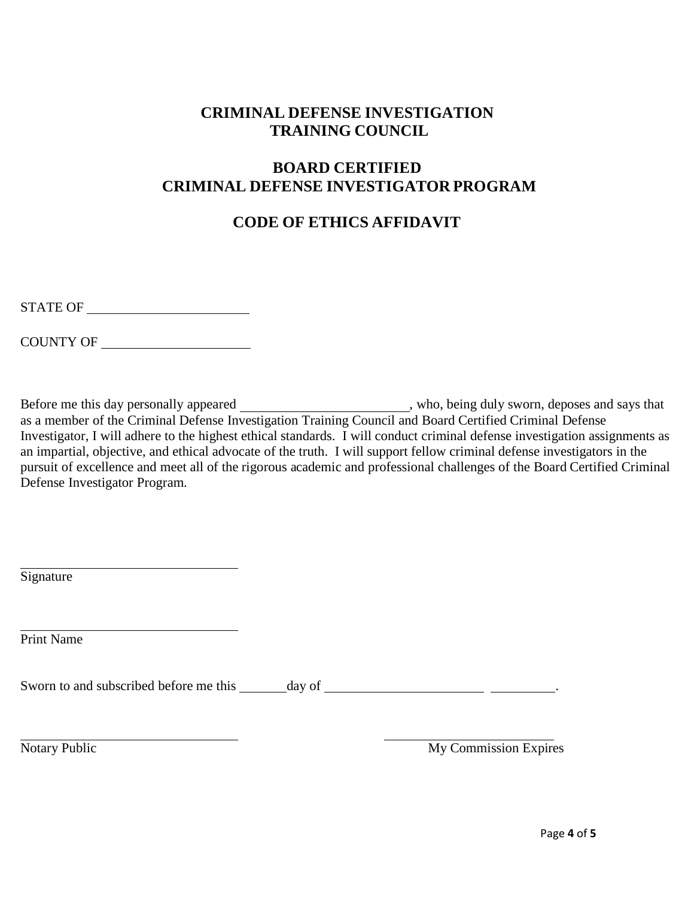# CRIMINAL DEFENSE INVESTIGATION TRAINING COUNCIL

## BOARD CERTIFIED CRIMINAL DEFENSE INVESTIGATOR PROGRAM

## CODE OF ETHICS AFFIDAVIT

STATE OF ______________________

COUNTY OF ____________________

Before me this day personally appeared ________________________, who, being duly sworn, deposes and says that as a member of the Criminal Defense Investigation Training Council and Board Certified Criminal Defense Investigator, I will adhere to the highest ethical standards. I will conduct criminal defense investigation assignments as an impartial, objective, and ethical advocate of the truth. I will support fellow criminal defense investigators in the pursuit of excellence and meet all of the rigorous academic and professional challenges of the Board Certified Criminal Defense Investigator Program.

______________________________
Signature

______________________________
Print Name

Sworn to and subscribed before me this _______ day of ______________________ _________.

______________________________ ______________________________
Notary Public My Commission Expires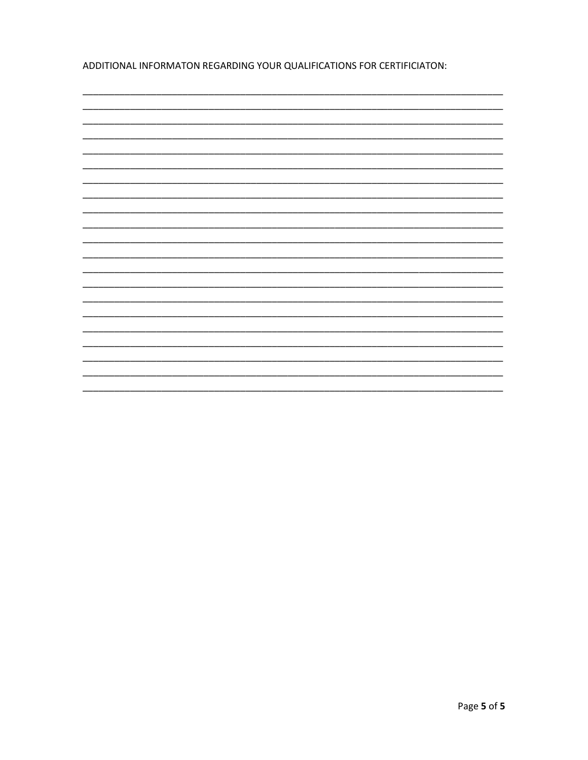ADDITIONAL INFORMATON REGARDING YOUR QUALIFICATIONS FOR CERTIFICIATON:

______________________________________________________________________________

______________________________________________________________________________

______________________________________________________________________________

______________________________________________________________________________

______________________________________________________________________________

______________________________________________________________________________

______________________________________________________________________________

______________________________________________________________________________

______________________________________________________________________________

______________________________________________________________________________

______________________________________________________________________________

______________________________________________________________________________

______________________________________________________________________________

______________________________________________________________________________

______________________________________________________________________________

______________________________________________________________________________

______________________________________________________________________________

______________________________________________________________________________

______________________________________________________________________________

______________________________________________________________________________

______________________________________________________________________________

______________________________________________________________________________